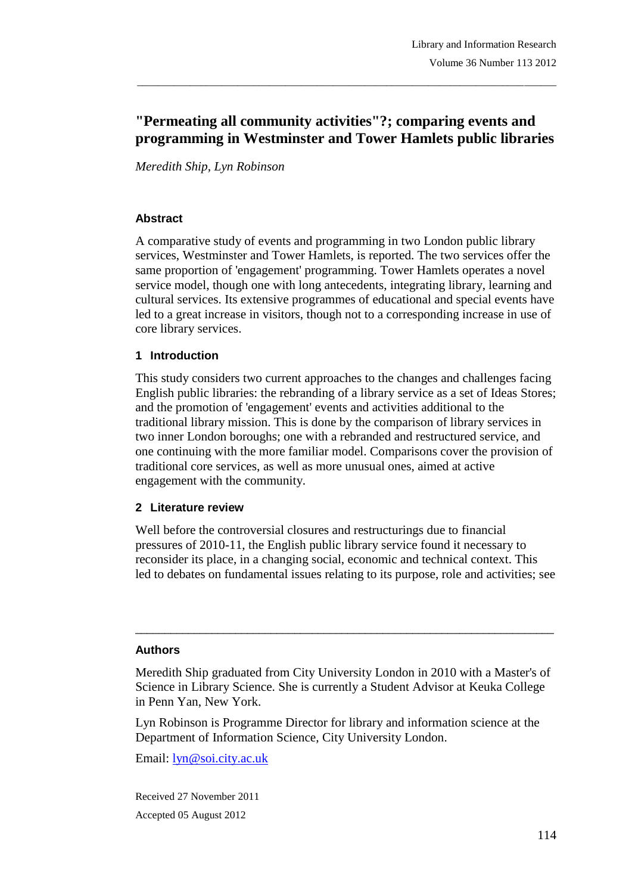# "Permeating all community activities"?; comparing events and programming in Westminster and Tower Hamlets public libraries

*Meredith Ship, Lyn Robinson*

## Abstract

A comparative study of events and programming in two London public library services, Westminster and Tower Hamlets, is reported. The two services offer the same proportion of 'engagement' programming. Tower Hamlets operates a novel service model, though one with long antecedents, integrating library, learning and cultural services. Its extensive programmes of educational and special events have led to a great increase in visitors, though not to a corresponding increase in use of core library services.

## 1 Introduction

This study considers two current approaches to the changes and challenges facing English public libraries: the rebranding of a library service as a set of Ideas Stores; and the promotion of 'engagement' events and activities additional to the traditional library mission. This is done by the comparison of library services in two inner London boroughs; one with a rebranded and restructured service, and one continuing with the more familiar model. Comparisons cover the provision of traditional core services, as well as more unusual ones, aimed at active engagement with the community.

## 2 Literature review

Well before the controversial closures and restructurings due to financial pressures of 2010-11, the English public library service found it necessary to reconsider its place, in a changing social, economic and technical context. This led to debates on fundamental issues relating to its purpose, role and activities; see

---

### Authors

Meredith Ship graduated from City University London in 2010 with a Master's of Science in Library Science. She is currently a Student Advisor at Keuka College in Penn Yan, New York.

Lyn Robinson is Programme Director for library and information science at the Department of Information Science, City University London.

Email: lyn@soi.city.ac.uk

Received 27 November 2011

Accepted 05 August 2012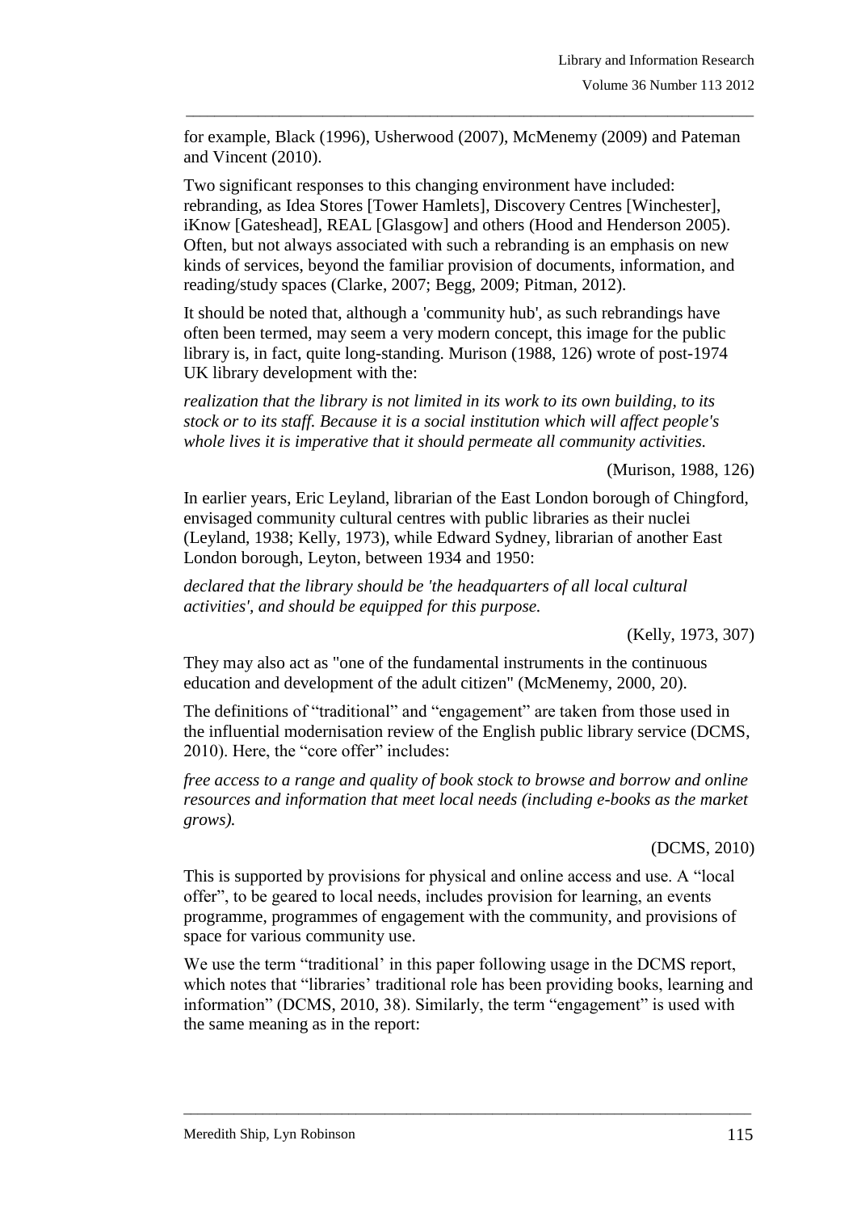for example, Black (1996), Usherwood (2007), McMenemy (2009) and Pateman and Vincent (2010).

Two significant responses to this changing environment have included: rebranding, as Idea Stores [Tower Hamlets], Discovery Centres [Winchester], iKnow [Gateshead], REAL [Glasgow] and others (Hood and Henderson 2005). Often, but not always associated with such a rebranding is an emphasis on new kinds of services, beyond the familiar provision of documents, information, and reading/study spaces (Clarke, 2007; Begg, 2009; Pitman, 2012).

It should be noted that, although a 'community hub', as such rebrandings have often been termed, may seem a very modern concept, this image for the public library is, in fact, quite long-standing. Murison (1988, 126) wrote of post-1974 UK library development with the:

*realization that the library is not limited in its work to its own building, to its stock or to its staff. Because it is a social institution which will affect people's whole lives it is imperative that it should permeate all community activities.*

(Murison, 1988, 126)

In earlier years, Eric Leyland, librarian of the East London borough of Chingford, envisaged community cultural centres with public libraries as their nuclei (Leyland, 1938; Kelly, 1973), while Edward Sydney, librarian of another East London borough, Leyton, between 1934 and 1950:

*declared that the library should be 'the headquarters of all local cultural activities', and should be equipped for this purpose.*

(Kelly, 1973, 307)

They may also act as "one of the fundamental instruments in the continuous education and development of the adult citizen" (McMenemy, 2000, 20).

The definitions of "traditional" and "engagement" are taken from those used in the influential modernisation review of the English public library service (DCMS, 2010). Here, the "core offer" includes:

*free access to a range and quality of book stock to browse and borrow and online resources and information that meet local needs (including e-books as the market grows).*

(DCMS, 2010)

This is supported by provisions for physical and online access and use. A "local offer", to be geared to local needs, includes provision for learning, an events programme, programmes of engagement with the community, and provisions of space for various community use.

We use the term "traditional' in this paper following usage in the DCMS report, which notes that "libraries' traditional role has been providing books, learning and information" (DCMS, 2010, 38). Similarly, the term "engagement" is used with the same meaning as in the report: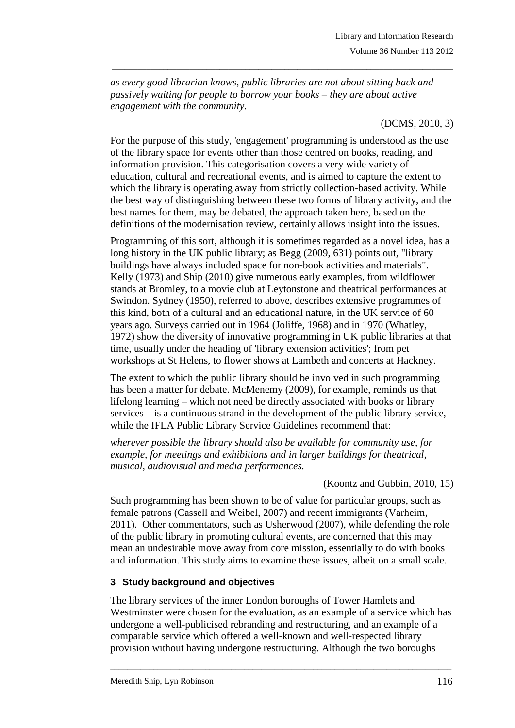*as every good librarian knows, public libraries are not about sitting back and passively waiting for people to borrow your books – they are about active engagement with the community.*

(DCMS, 2010, 3)

For the purpose of this study, 'engagement' programming is understood as the use of the library space for events other than those centred on books, reading, and information provision. This categorisation covers a very wide variety of education, cultural and recreational events, and is aimed to capture the extent to which the library is operating away from strictly collection-based activity. While the best way of distinguishing between these two forms of library activity, and the best names for them, may be debated, the approach taken here, based on the definitions of the modernisation review, certainly allows insight into the issues.

Programming of this sort, although it is sometimes regarded as a novel idea, has a long history in the UK public library; as Begg (2009, 631) points out, "library buildings have always included space for non-book activities and materials". Kelly (1973) and Ship (2010) give numerous early examples, from wildflower stands at Bromley, to a movie club at Leytonstone and theatrical performances at Swindon. Sydney (1950), referred to above, describes extensive programmes of this kind, both of a cultural and an educational nature, in the UK service of 60 years ago. Surveys carried out in 1964 (Joliffe, 1968) and in 1970 (Whatley, 1972) show the diversity of innovative programming in UK public libraries at that time, usually under the heading of 'library extension activities'; from pet workshops at St Helens, to flower shows at Lambeth and concerts at Hackney.

The extent to which the public library should be involved in such programming has been a matter for debate. McMenemy (2009), for example, reminds us that lifelong learning – which not need be directly associated with books or library services – is a continuous strand in the development of the public library service, while the IFLA Public Library Service Guidelines recommend that:

*wherever possible the library should also be available for community use, for example, for meetings and exhibitions and in larger buildings for theatrical, musical, audiovisual and media performances.*

(Koontz and Gubbin, 2010, 15)

Such programming has been shown to be of value for particular groups, such as female patrons (Cassell and Weibel, 2007) and recent immigrants (Varheim, 2011). Other commentators, such as Usherwood (2007), while defending the role of the public library in promoting cultural events, are concerned that this may mean an undesirable move away from core mission, essentially to do with books and information. This study aims to examine these issues, albeit on a small scale.

## 3 Study background and objectives

The library services of the inner London boroughs of Tower Hamlets and Westminster were chosen for the evaluation, as an example of a service which has undergone a well-publicised rebranding and restructuring, and an example of a comparable service which offered a well-known and well-respected library provision without having undergone restructuring. Although the two boroughs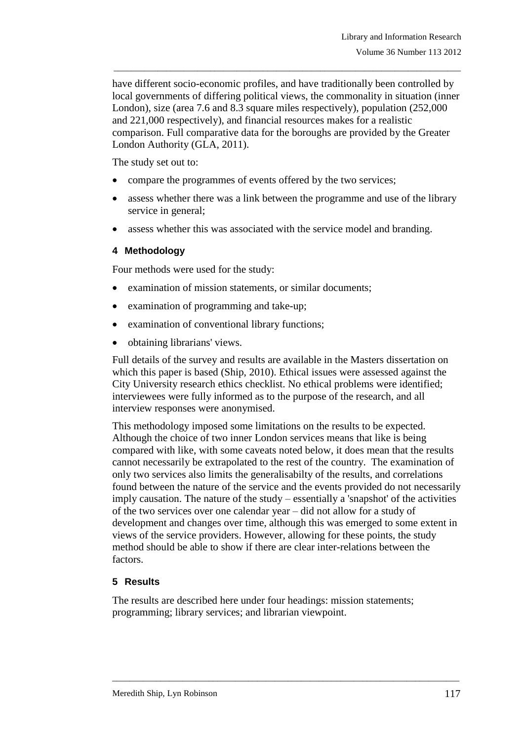have different socio-economic profiles, and have traditionally been controlled by local governments of differing political views, the commonality in situation (inner London), size (area 7.6 and 8.3 square miles respectively), population (252,000 and 221,000 respectively), and financial resources makes for a realistic comparison. Full comparative data for the boroughs are provided by the Greater London Authority (GLA, 2011).

The study set out to:

- compare the programmes of events offered by the two services;
- assess whether there was a link between the programme and use of the library service in general;
- assess whether this was associated with the service model and branding.

### 4 Methodology

Four methods were used for the study:

- examination of mission statements, or similar documents;
- examination of programming and take-up;
- examination of conventional library functions;
- obtaining librarians' views.

Full details of the survey and results are available in the Masters dissertation on which this paper is based (Ship, 2010). Ethical issues were assessed against the City University research ethics checklist. No ethical problems were identified; interviewees were fully informed as to the purpose of the research, and all interview responses were anonymised.

This methodology imposed some limitations on the results to be expected. Although the choice of two inner London services means that like is being compared with like, with some caveats noted below, it does mean that the results cannot necessarily be extrapolated to the rest of the country. The examination of only two services also limits the generalisabilty of the results, and correlations found between the nature of the service and the events provided do not necessarily imply causation. The nature of the study – essentially a 'snapshot' of the activities of the two services over one calendar year – did not allow for a study of development and changes over time, although this was emerged to some extent in views of the service providers. However, allowing for these points, the study method should be able to show if there are clear inter-relations between the factors.

### 5 Results

The results are described here under four headings: mission statements; programming; library services; and librarian viewpoint.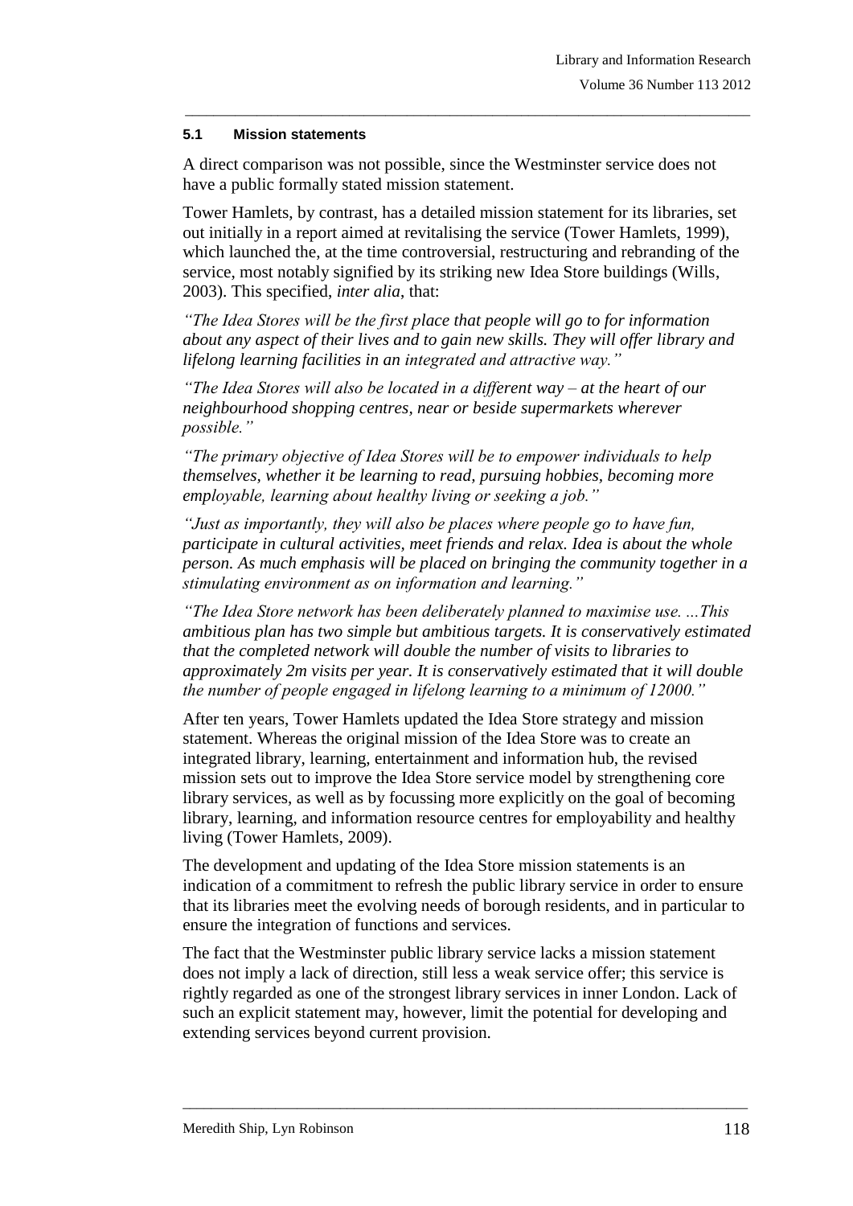### 5.1 Mission statements

A direct comparison was not possible, since the Westminster service does not have a public formally stated mission statement.

Tower Hamlets, by contrast, has a detailed mission statement for its libraries, set out initially in a report aimed at revitalising the service (Tower Hamlets, 1999), which launched the, at the time controversial, restructuring and rebranding of the service, most notably signified by its striking new Idea Store buildings (Wills, 2003). This specified, *inter alia*, that:

*"The Idea Stores will be the first place that people will go to for information about any aspect of their lives and to gain new skills. They will offer library and lifelong learning facilities in an integrated and attractive way."*

*"The Idea Stores will also be located in a different way – at the heart of our neighbourhood shopping centres, near or beside supermarkets wherever possible."*

*"The primary objective of Idea Stores will be to empower individuals to help themselves, whether it be learning to read, pursuing hobbies, becoming more employable, learning about healthy living or seeking a job."*

*"Just as importantly, they will also be places where people go to have fun, participate in cultural activities, meet friends and relax. Idea is about the whole person. As much emphasis will be placed on bringing the community together in a stimulating environment as on information and learning."*

*"The Idea Store network has been deliberately planned to maximise use. ...This ambitious plan has two simple but ambitious targets. It is conservatively estimated that the completed network will double the number of visits to libraries to approximately 2m visits per year. It is conservatively estimated that it will double the number of people engaged in lifelong learning to a minimum of 12000."*

After ten years, Tower Hamlets updated the Idea Store strategy and mission statement. Whereas the original mission of the Idea Store was to create an integrated library, learning, entertainment and information hub, the revised mission sets out to improve the Idea Store service model by strengthening core library services, as well as by focussing more explicitly on the goal of becoming library, learning, and information resource centres for employability and healthy living (Tower Hamlets, 2009).

The development and updating of the Idea Store mission statements is an indication of a commitment to refresh the public library service in order to ensure that its libraries meet the evolving needs of borough residents, and in particular to ensure the integration of functions and services.

The fact that the Westminster public library service lacks a mission statement does not imply a lack of direction, still less a weak service offer; this service is rightly regarded as one of the strongest library services in inner London. Lack of such an explicit statement may, however, limit the potential for developing and extending services beyond current provision.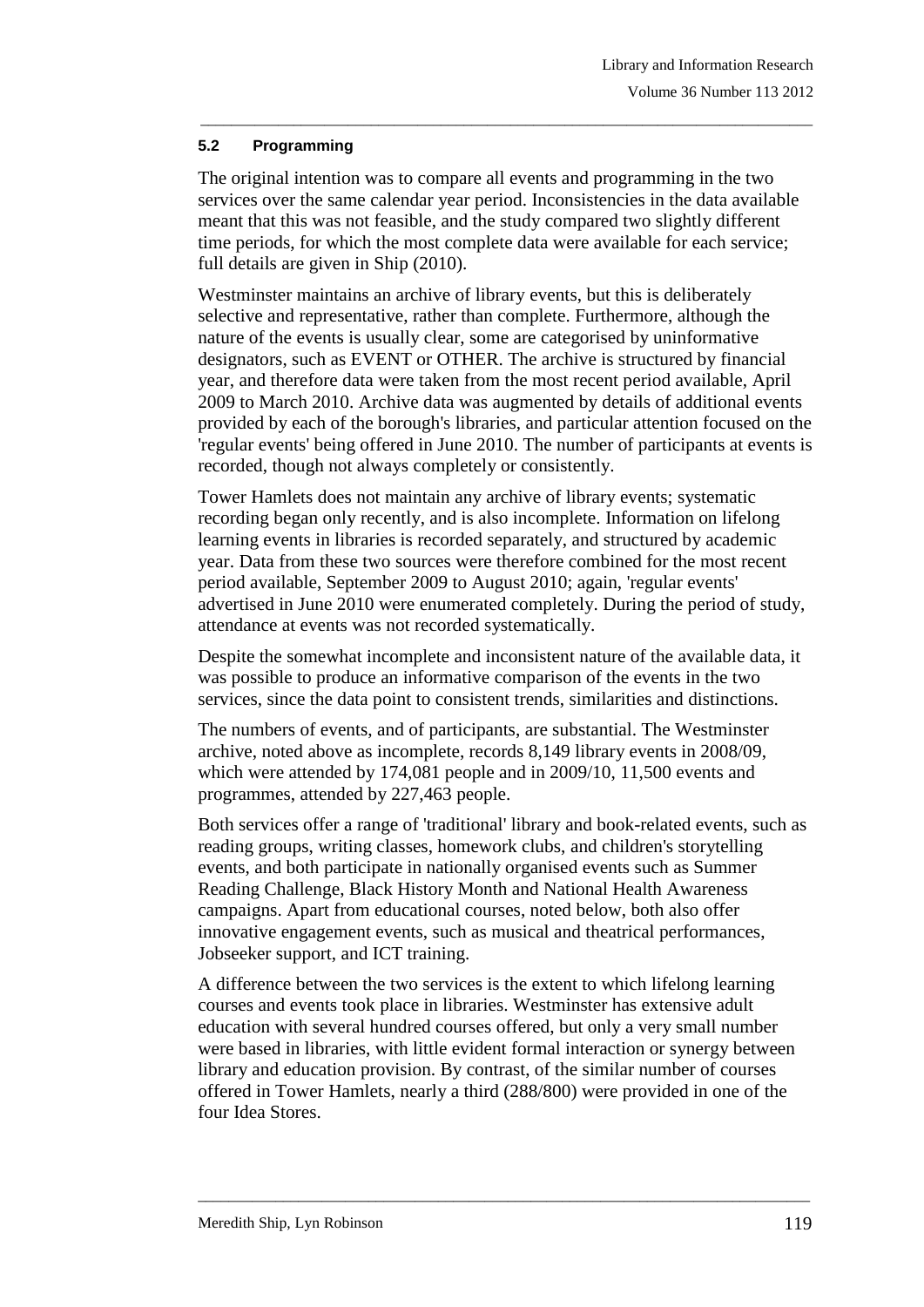### 5.2 Programming

The original intention was to compare all events and programming in the two services over the same calendar year period. Inconsistencies in the data available meant that this was not feasible, and the study compared two slightly different time periods, for which the most complete data were available for each service; full details are given in Ship (2010).

Westminster maintains an archive of library events, but this is deliberately selective and representative, rather than complete. Furthermore, although the nature of the events is usually clear, some are categorised by uninformative designators, such as EVENT or OTHER. The archive is structured by financial year, and therefore data were taken from the most recent period available, April 2009 to March 2010. Archive data was augmented by details of additional events provided by each of the borough's libraries, and particular attention focused on the 'regular events' being offered in June 2010. The number of participants at events is recorded, though not always completely or consistently.

Tower Hamlets does not maintain any archive of library events; systematic recording began only recently, and is also incomplete. Information on lifelong learning events in libraries is recorded separately, and structured by academic year. Data from these two sources were therefore combined for the most recent period available, September 2009 to August 2010; again, 'regular events' advertised in June 2010 were enumerated completely. During the period of study, attendance at events was not recorded systematically.

Despite the somewhat incomplete and inconsistent nature of the available data, it was possible to produce an informative comparison of the events in the two services, since the data point to consistent trends, similarities and distinctions.

The numbers of events, and of participants, are substantial. The Westminster archive, noted above as incomplete, records 8,149 library events in 2008/09, which were attended by 174,081 people and in 2009/10, 11,500 events and programmes, attended by 227,463 people.

Both services offer a range of 'traditional' library and book-related events, such as reading groups, writing classes, homework clubs, and children's storytelling events, and both participate in nationally organised events such as Summer Reading Challenge, Black History Month and National Health Awareness campaigns. Apart from educational courses, noted below, both also offer innovative engagement events, such as musical and theatrical performances, Jobseeker support, and ICT training.

A difference between the two services is the extent to which lifelong learning courses and events took place in libraries. Westminster has extensive adult education with several hundred courses offered, but only a very small number were based in libraries, with little evident formal interaction or synergy between library and education provision. By contrast, of the similar number of courses offered in Tower Hamlets, nearly a third (288/800) were provided in one of the four Idea Stores.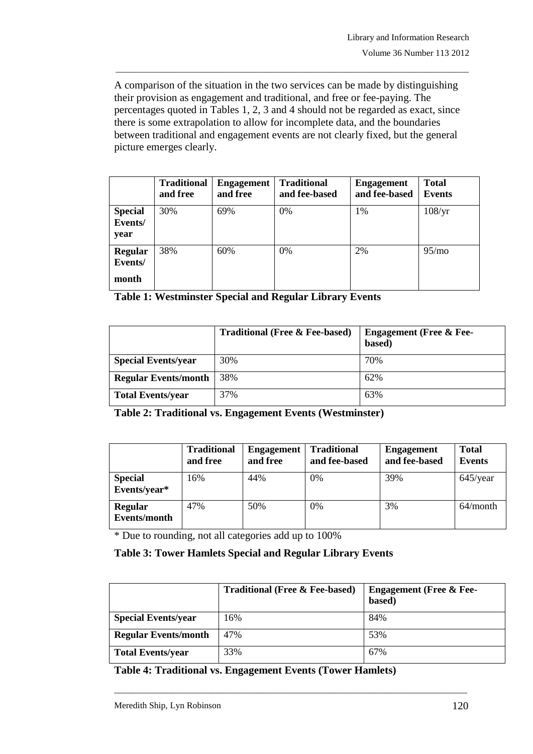A comparison of the situation in the two services can be made by distinguishing their provision as engagement and traditional, and free or fee-paying. The percentages quoted in Tables 1, 2, 3 and 4 should not be regarded as exact, since there is some extrapolation to allow for incomplete data, and the boundaries between traditional and engagement events are not clearly fixed, but the general picture emerges clearly.

| | Traditional and free | Engagement and free | Traditional and fee-based | Engagement and fee-based | Total Events |
|---|---|---|---|---|---|
| **Special Events/ year** | 30% | 69% | 0% | 1% | 108/yr |
| **Regular Events/ month** | 38% | 60% | 0% | 2% | 95/mo |

**Table 1: Westminster Special and Regular Library Events**

| | Traditional (Free & Fee-based) | Engagement (Free & Fee-based) |
|---|---|---|
| **Special Events/year** | 30% | 70% |
| **Regular Events/month** | 38% | 62% |
| **Total Events/year** | 37% | 63% |

**Table 2: Traditional vs. Engagement Events (Westminster)**

| | Traditional and free | Engagement and free | Traditional and fee-based | Engagement and fee-based | Total Events |
|---|---|---|---|---|---|
| **Special Events/year*** | 16% | 44% | 0% | 39% | 645/year |
| **Regular Events/month** | 47% | 50% | 0% | 3% | 64/month |

\* Due to rounding, not all categories add up to 100%

**Table 3: Tower Hamlets Special and Regular Library Events**

| | Traditional (Free & Fee-based) | Engagement (Free & Fee-based) |
|---|---|---|
| **Special Events/year** | 16% | 84% |
| **Regular Events/month** | 47% | 53% |
| **Total Events/year** | 33% | 67% |

**Table 4: Traditional vs. Engagement Events (Tower Hamlets)**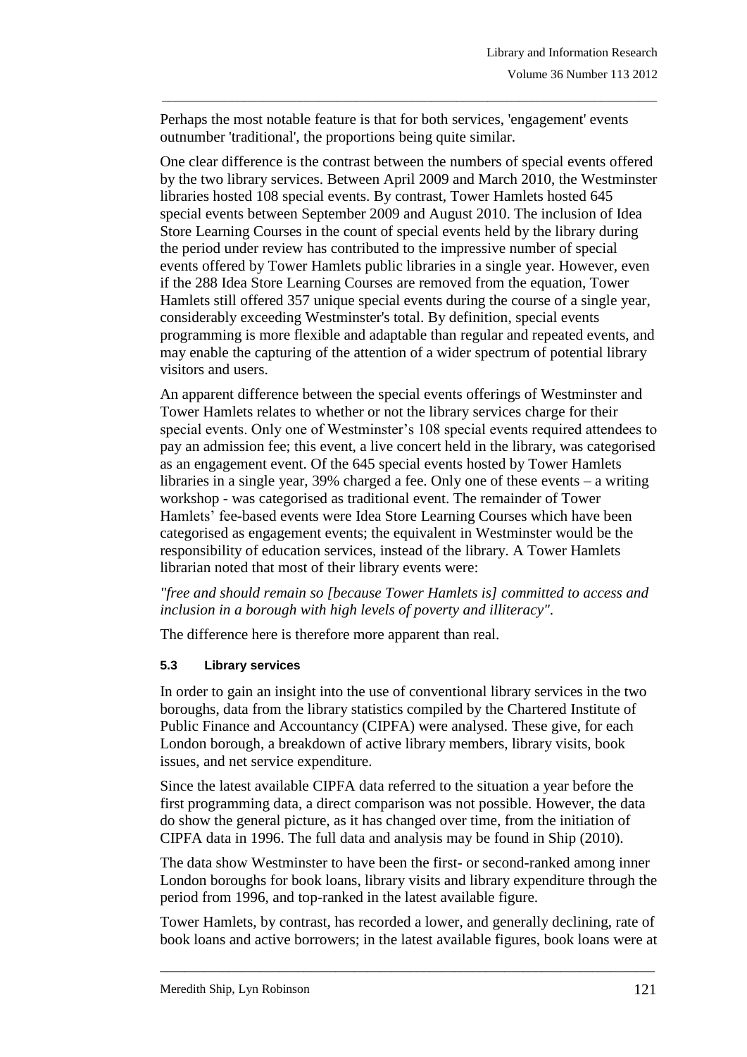Perhaps the most notable feature is that for both services, 'engagement' events outnumber 'traditional', the proportions being quite similar.

One clear difference is the contrast between the numbers of special events offered by the two library services. Between April 2009 and March 2010, the Westminster libraries hosted 108 special events. By contrast, Tower Hamlets hosted 645 special events between September 2009 and August 2010. The inclusion of Idea Store Learning Courses in the count of special events held by the library during the period under review has contributed to the impressive number of special events offered by Tower Hamlets public libraries in a single year. However, even if the 288 Idea Store Learning Courses are removed from the equation, Tower Hamlets still offered 357 unique special events during the course of a single year, considerably exceeding Westminster's total. By definition, special events programming is more flexible and adaptable than regular and repeated events, and may enable the capturing of the attention of a wider spectrum of potential library visitors and users.

An apparent difference between the special events offerings of Westminster and Tower Hamlets relates to whether or not the library services charge for their special events. Only one of Westminster's 108 special events required attendees to pay an admission fee; this event, a live concert held in the library, was categorised as an engagement event. Of the 645 special events hosted by Tower Hamlets libraries in a single year, 39% charged a fee. Only one of these events – a writing workshop - was categorised as traditional event. The remainder of Tower Hamlets' fee-based events were Idea Store Learning Courses which have been categorised as engagement events; the equivalent in Westminster would be the responsibility of education services, instead of the library. A Tower Hamlets librarian noted that most of their library events were:

*"free and should remain so [because Tower Hamlets is] committed to access and inclusion in a borough with high levels of poverty and illiteracy".*

The difference here is therefore more apparent than real.

### 5.3 Library services

In order to gain an insight into the use of conventional library services in the two boroughs, data from the library statistics compiled by the Chartered Institute of Public Finance and Accountancy (CIPFA) were analysed. These give, for each London borough, a breakdown of active library members, library visits, book issues, and net service expenditure.

Since the latest available CIPFA data referred to the situation a year before the first programming data, a direct comparison was not possible. However, the data do show the general picture, as it has changed over time, from the initiation of CIPFA data in 1996. The full data and analysis may be found in Ship (2010).

The data show Westminster to have been the first- or second-ranked among inner London boroughs for book loans, library visits and library expenditure through the period from 1996, and top-ranked in the latest available figure.

Tower Hamlets, by contrast, has recorded a lower, and generally declining, rate of book loans and active borrowers; in the latest available figures, book loans were at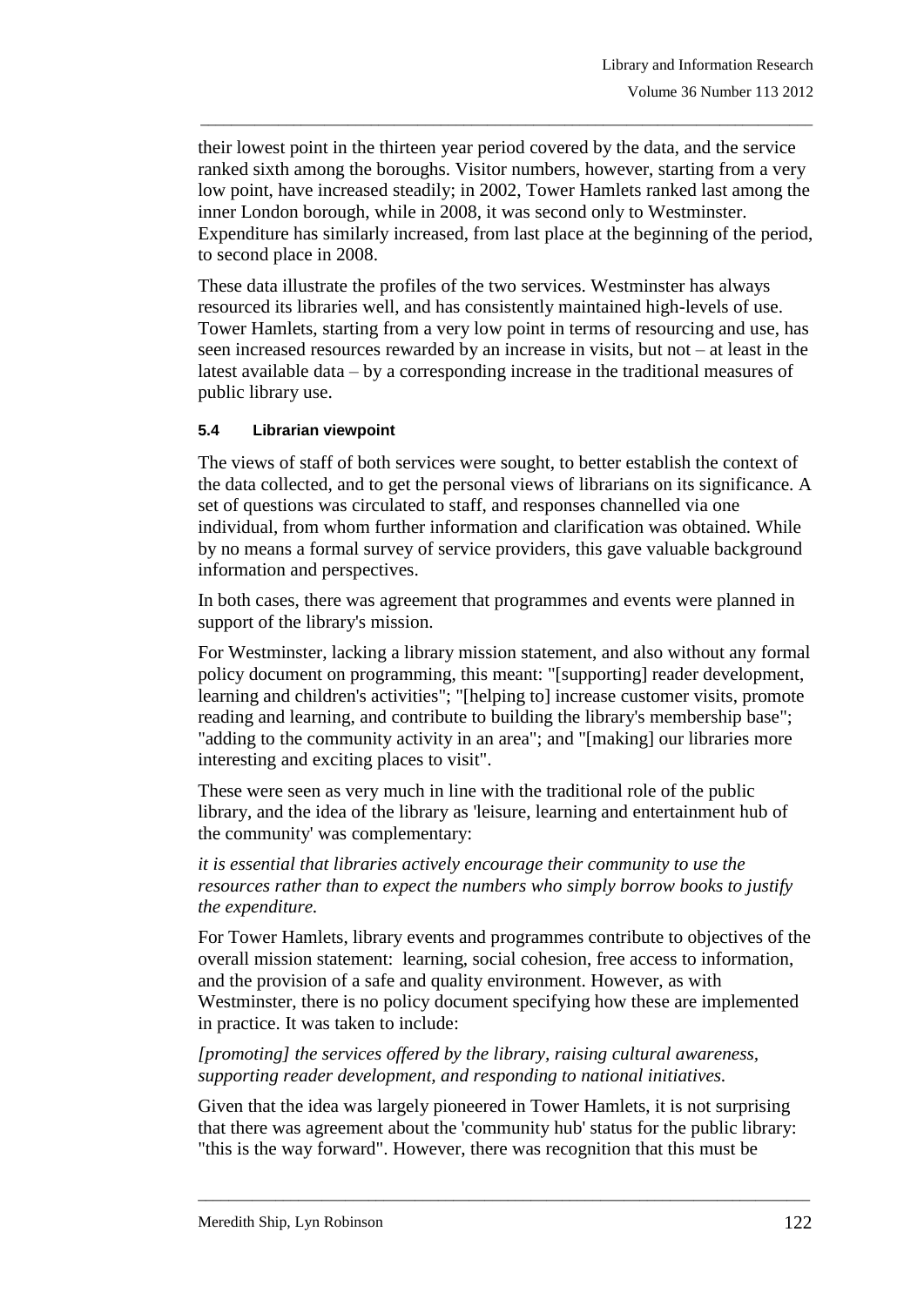their lowest point in the thirteen year period covered by the data, and the service ranked sixth among the boroughs. Visitor numbers, however, starting from a very low point, have increased steadily; in 2002, Tower Hamlets ranked last among the inner London borough, while in 2008, it was second only to Westminster. Expenditure has similarly increased, from last place at the beginning of the period, to second place in 2008.

These data illustrate the profiles of the two services. Westminster has always resourced its libraries well, and has consistently maintained high-levels of use. Tower Hamlets, starting from a very low point in terms of resourcing and use, has seen increased resources rewarded by an increase in visits, but not – at least in the latest available data – by a corresponding increase in the traditional measures of public library use.

### 5.4 Librarian viewpoint

The views of staff of both services were sought, to better establish the context of the data collected, and to get the personal views of librarians on its significance. A set of questions was circulated to staff, and responses channelled via one individual, from whom further information and clarification was obtained. While by no means a formal survey of service providers, this gave valuable background information and perspectives.

In both cases, there was agreement that programmes and events were planned in support of the library's mission.

For Westminster, lacking a library mission statement, and also without any formal policy document on programming, this meant: "[supporting] reader development, learning and children's activities"; "[helping to] increase customer visits, promote reading and learning, and contribute to building the library's membership base"; "adding to the community activity in an area"; and "[making] our libraries more interesting and exciting places to visit".

These were seen as very much in line with the traditional role of the public library, and the idea of the library as 'leisure, learning and entertainment hub of the community' was complementary:

*it is essential that libraries actively encourage their community to use the resources rather than to expect the numbers who simply borrow books to justify the expenditure.*

For Tower Hamlets, library events and programmes contribute to objectives of the overall mission statement: learning, social cohesion, free access to information, and the provision of a safe and quality environment. However, as with Westminster, there is no policy document specifying how these are implemented in practice. It was taken to include:

*[promoting] the services offered by the library, raising cultural awareness, supporting reader development, and responding to national initiatives.*

Given that the idea was largely pioneered in Tower Hamlets, it is not surprising that there was agreement about the 'community hub' status for the public library: "this is the way forward". However, there was recognition that this must be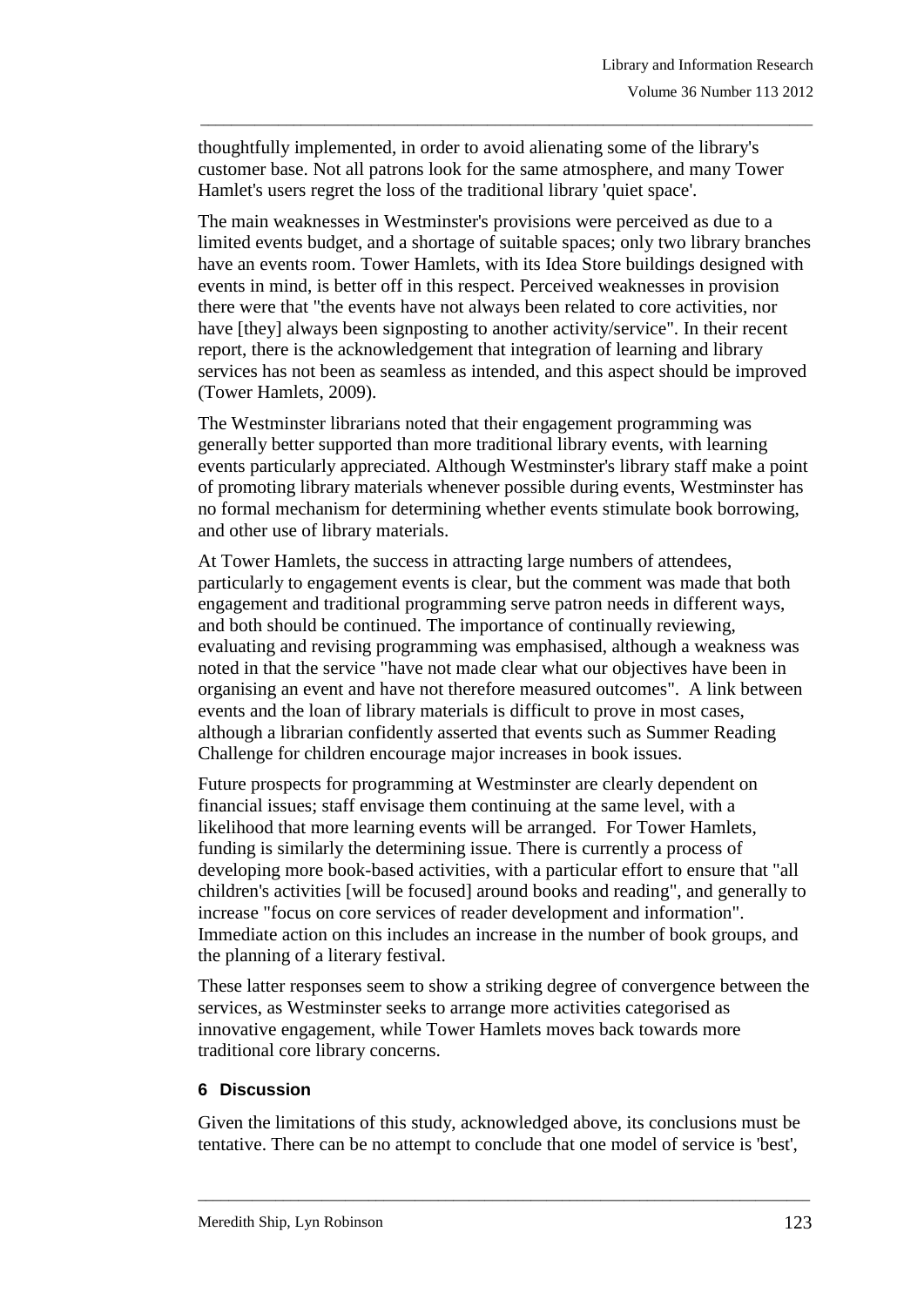thoughtfully implemented, in order to avoid alienating some of the library's customer base. Not all patrons look for the same atmosphere, and many Tower Hamlet's users regret the loss of the traditional library 'quiet space'.

The main weaknesses in Westminster's provisions were perceived as due to a limited events budget, and a shortage of suitable spaces; only two library branches have an events room. Tower Hamlets, with its Idea Store buildings designed with events in mind, is better off in this respect. Perceived weaknesses in provision there were that "the events have not always been related to core activities, nor have [they] always been signposting to another activity/service". In their recent report, there is the acknowledgement that integration of learning and library services has not been as seamless as intended, and this aspect should be improved (Tower Hamlets, 2009).

The Westminster librarians noted that their engagement programming was generally better supported than more traditional library events, with learning events particularly appreciated. Although Westminster's library staff make a point of promoting library materials whenever possible during events, Westminster has no formal mechanism for determining whether events stimulate book borrowing, and other use of library materials.

At Tower Hamlets, the success in attracting large numbers of attendees, particularly to engagement events is clear, but the comment was made that both engagement and traditional programming serve patron needs in different ways, and both should be continued. The importance of continually reviewing, evaluating and revising programming was emphasised, although a weakness was noted in that the service "have not made clear what our objectives have been in organising an event and have not therefore measured outcomes". A link between events and the loan of library materials is difficult to prove in most cases, although a librarian confidently asserted that events such as Summer Reading Challenge for children encourage major increases in book issues.

Future prospects for programming at Westminster are clearly dependent on financial issues; staff envisage them continuing at the same level, with a likelihood that more learning events will be arranged. For Tower Hamlets, funding is similarly the determining issue. There is currently a process of developing more book-based activities, with a particular effort to ensure that "all children's activities [will be focused] around books and reading", and generally to increase "focus on core services of reader development and information". Immediate action on this includes an increase in the number of book groups, and the planning of a literary festival.

These latter responses seem to show a striking degree of convergence between the services, as Westminster seeks to arrange more activities categorised as innovative engagement, while Tower Hamlets moves back towards more traditional core library concerns.

## 6 Discussion

Given the limitations of this study, acknowledged above, its conclusions must be tentative. There can be no attempt to conclude that one model of service is 'best',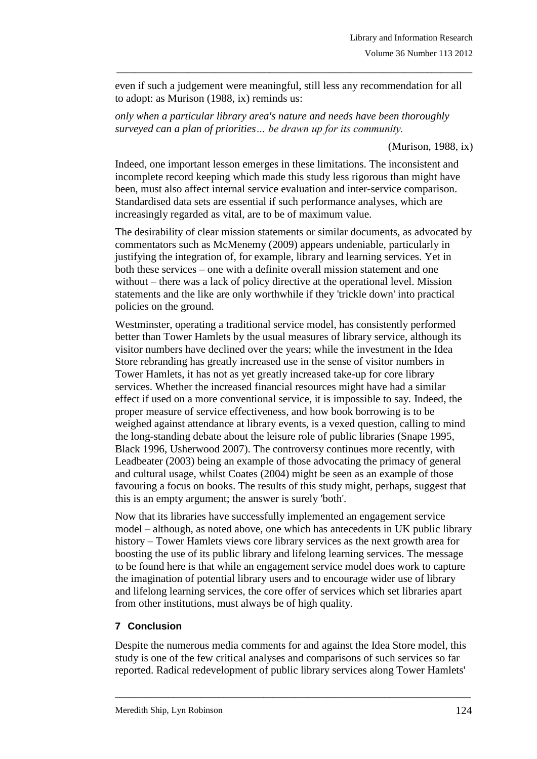even if such a judgement were meaningful, still less any recommendation for all to adopt: as Murison (1988, ix) reminds us:

*only when a particular library area's nature and needs have been thoroughly surveyed can a plan of priorities… be drawn up for its community.*

(Murison, 1988, ix)

Indeed, one important lesson emerges in these limitations. The inconsistent and incomplete record keeping which made this study less rigorous than might have been, must also affect internal service evaluation and inter-service comparison. Standardised data sets are essential if such performance analyses, which are increasingly regarded as vital, are to be of maximum value.

The desirability of clear mission statements or similar documents, as advocated by commentators such as McMenemy (2009) appears undeniable, particularly in justifying the integration of, for example, library and learning services. Yet in both these services – one with a definite overall mission statement and one without – there was a lack of policy directive at the operational level. Mission statements and the like are only worthwhile if they 'trickle down' into practical policies on the ground.

Westminster, operating a traditional service model, has consistently performed better than Tower Hamlets by the usual measures of library service, although its visitor numbers have declined over the years; while the investment in the Idea Store rebranding has greatly increased use in the sense of visitor numbers in Tower Hamlets, it has not as yet greatly increased take-up for core library services. Whether the increased financial resources might have had a similar effect if used on a more conventional service, it is impossible to say. Indeed, the proper measure of service effectiveness, and how book borrowing is to be weighed against attendance at library events, is a vexed question, calling to mind the long-standing debate about the leisure role of public libraries (Snape 1995, Black 1996, Usherwood 2007). The controversy continues more recently, with Leadbeater (2003) being an example of those advocating the primacy of general and cultural usage, whilst Coates (2004) might be seen as an example of those favouring a focus on books. The results of this study might, perhaps, suggest that this is an empty argument; the answer is surely 'both'.

Now that its libraries have successfully implemented an engagement service model – although, as noted above, one which has antecedents in UK public library history – Tower Hamlets views core library services as the next growth area for boosting the use of its public library and lifelong learning services. The message to be found here is that while an engagement service model does work to capture the imagination of potential library users and to encourage wider use of library and lifelong learning services, the core offer of services which set libraries apart from other institutions, must always be of high quality.

## 7 Conclusion

Despite the numerous media comments for and against the Idea Store model, this study is one of the few critical analyses and comparisons of such services so far reported. Radical redevelopment of public library services along Tower Hamlets'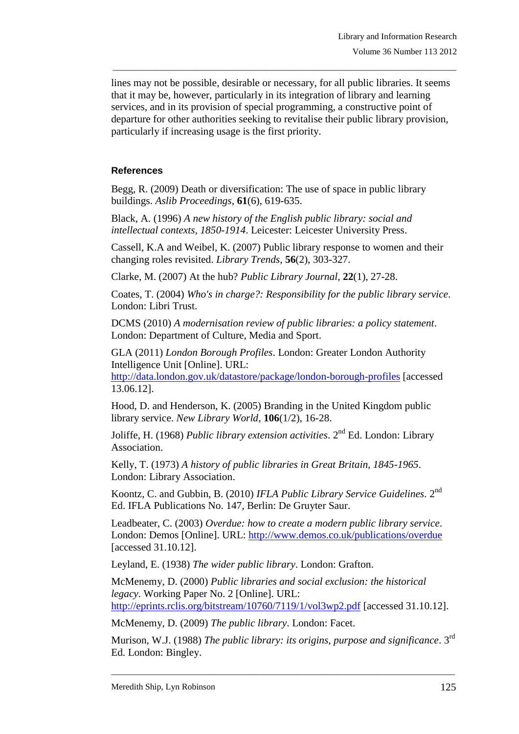lines may not be possible, desirable or necessary, for all public libraries. It seems that it may be, however, particularly in its integration of library and learning services, and in its provision of special programming, a constructive point of departure for other authorities seeking to revitalise their public library provision, particularly if increasing usage is the first priority.

## References

Begg, R. (2009) Death or diversification: The use of space in public library buildings. *Aslib Proceedings*, **61**(6), 619-635.

Black, A. (1996) *A new history of the English public library: social and intellectual contexts, 1850-1914*. Leicester: Leicester University Press.

Cassell, K.A and Weibel, K. (2007) Public library response to women and their changing roles revisited. *Library Trends*, **56**(2), 303-327.

Clarke, M. (2007) At the hub? *Public Library Journal*, **22**(1), 27-28.

Coates, T. (2004) *Who's in charge?: Responsibility for the public library service*. London: Libri Trust.

DCMS (2010) *A modernisation review of public libraries: a policy statement*. London: Department of Culture, Media and Sport.

GLA (2011) *London Borough Profiles*. London: Greater London Authority Intelligence Unit [Online]. URL: http://data.london.gov.uk/datastore/package/london-borough-profiles [accessed 13.06.12].

Hood, D. and Henderson, K. (2005) Branding in the United Kingdom public library service. *New Library World*, **106**(1/2), 16-28.

Joliffe, H. (1968) *Public library extension activities*. 2nd Ed. London: Library Association.

Kelly, T. (1973) *A history of public libraries in Great Britain, 1845-1965*. London: Library Association.

Koontz, C. and Gubbin, B. (2010) *IFLA Public Library Service Guidelines*. 2nd Ed. IFLA Publications No. 147, Berlin: De Gruyter Saur.

Leadbeater, C. (2003) *Overdue: how to create a modern public library service*. London: Demos [Online]. URL: http://www.demos.co.uk/publications/overdue [accessed 31.10.12].

Leyland, E. (1938) *The wider public library*. London: Grafton.

McMenemy, D. (2000) *Public libraries and social exclusion: the historical legacy*. Working Paper No. 2 [Online]. URL: http://eprints.rclis.org/bitstream/10760/7119/1/vol3wp2.pdf [accessed 31.10.12].

McMenemy, D. (2009) *The public library*. London: Facet.

Murison, W.J. (1988) *The public library: its origins, purpose and significance*. 3rd Ed. London: Bingley.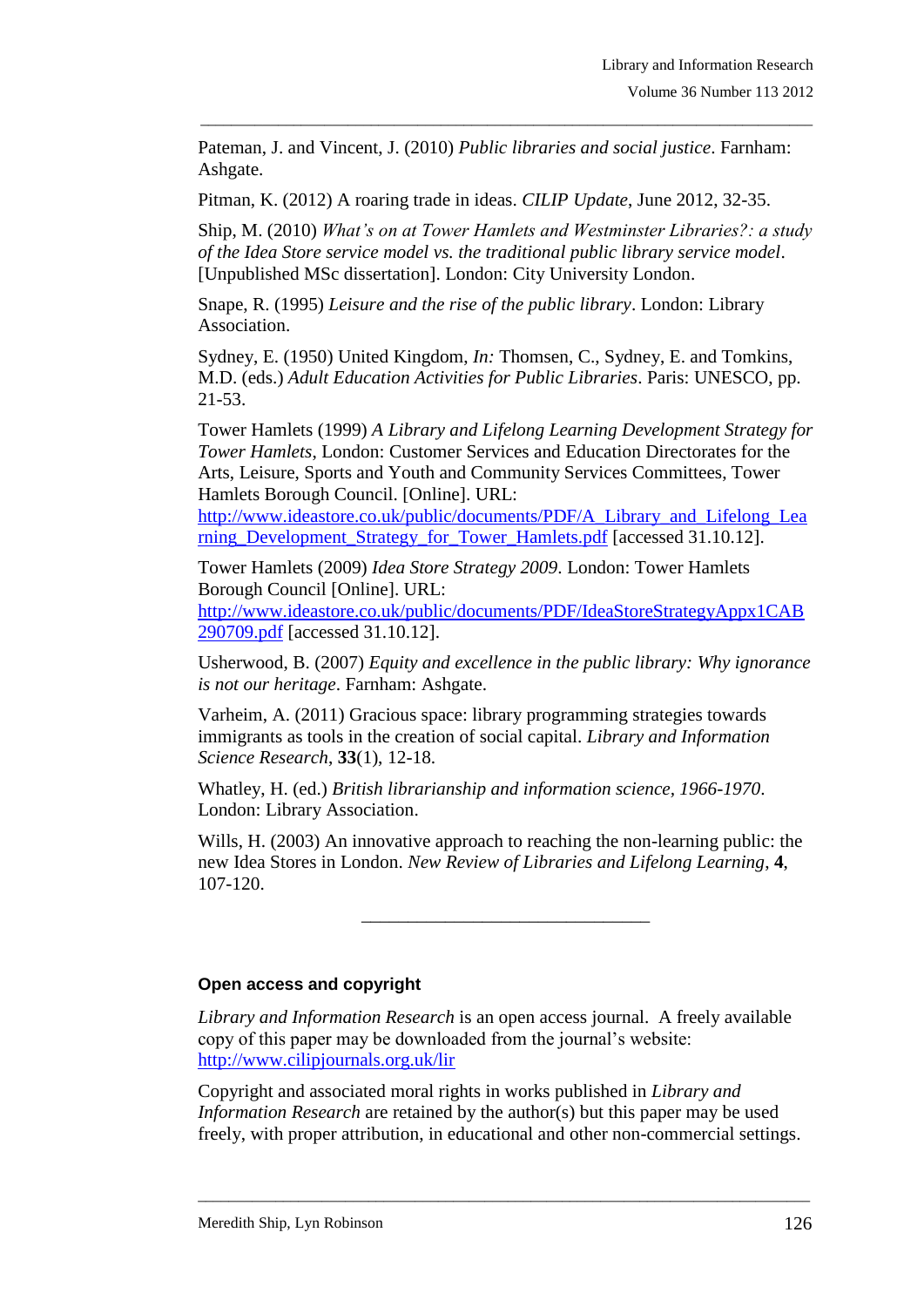Pateman, J. and Vincent, J. (2010) *Public libraries and social justice*. Farnham: Ashgate.

Pitman, K. (2012) A roaring trade in ideas. *CILIP Update*, June 2012, 32-35.

Ship, M. (2010) *What's on at Tower Hamlets and Westminster Libraries?: a study of the Idea Store service model vs. the traditional public library service model*. [Unpublished MSc dissertation]. London: City University London.

Snape, R. (1995) *Leisure and the rise of the public library*. London: Library Association.

Sydney, E. (1950) United Kingdom, *In:* Thomsen, C., Sydney, E. and Tomkins, M.D. (eds.) *Adult Education Activities for Public Libraries*. Paris: UNESCO, pp. 21-53.

Tower Hamlets (1999) *A Library and Lifelong Learning Development Strategy for Tower Hamlets*, London: Customer Services and Education Directorates for the Arts, Leisure, Sports and Youth and Community Services Committees, Tower Hamlets Borough Council. [Online]. URL: http://www.ideastore.co.uk/public/documents/PDF/A_Library_and_Lifelong_Learning_Development_Strategy_for_Tower_Hamlets.pdf [accessed 31.10.12].

Tower Hamlets (2009) *Idea Store Strategy 2009*. London: Tower Hamlets Borough Council [Online]. URL: http://www.ideastore.co.uk/public/documents/PDF/IdeaStoreStrategyAppx1CAB290709.pdf [accessed 31.10.12].

Usherwood, B. (2007) *Equity and excellence in the public library: Why ignorance is not our heritage*. Farnham: Ashgate.

Varheim, A. (2011) Gracious space: library programming strategies towards immigrants as tools in the creation of social capital. *Library and Information Science Research*, **33**(1), 12-18.

Whatley, H. (ed.) *British librarianship and information science, 1966-1970*. London: Library Association.

Wills, H. (2003) An innovative approach to reaching the non-learning public: the new Idea Stores in London. *New Review of Libraries and Lifelong Learning*, **4**, 107-120.

---

### Open access and copyright

*Library and Information Research* is an open access journal. A freely available copy of this paper may be downloaded from the journal's website: http://www.cilipjournals.org.uk/lir

Copyright and associated moral rights in works published in *Library and Information Research* are retained by the author(s) but this paper may be used freely, with proper attribution, in educational and other non-commercial settings.